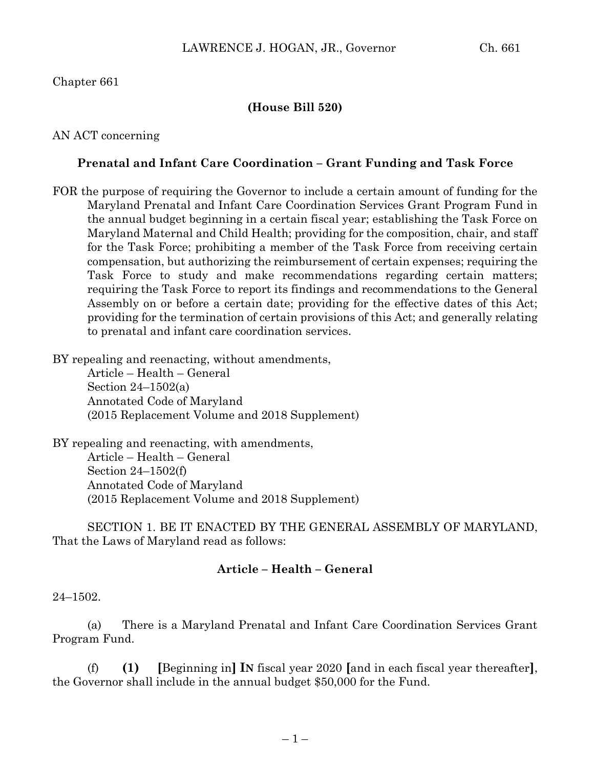Chapter 661

**(House Bill 520)**

AN ACT concerning

**Prenatal and Infant Care Coordination – Grant Funding and Task Force**

FOR the purpose of requiring the Governor to include a certain amount of funding for the Maryland Prenatal and Infant Care Coordination Services Grant Program Fund in the annual budget beginning in a certain fiscal year; establishing the Task Force on Maryland Maternal and Child Health; providing for the composition, chair, and staff for the Task Force; prohibiting a member of the Task Force from receiving certain compensation, but authorizing the reimbursement of certain expenses; requiring the Task Force to study and make recommendations regarding certain matters; requiring the Task Force to report its findings and recommendations to the General Assembly on or before a certain date; providing for the effective dates of this Act; providing for the termination of certain provisions of this Act; and generally relating to prenatal and infant care coordination services.

BY repealing and reenacting, without amendments,
Article – Health – General
Section 24–1502(a)
Annotated Code of Maryland
(2015 Replacement Volume and 2018 Supplement)

BY repealing and reenacting, with amendments,
Article – Health – General
Section 24–1502(f)
Annotated Code of Maryland
(2015 Replacement Volume and 2018 Supplement)

SECTION 1. BE IT ENACTED BY THE GENERAL ASSEMBLY OF MARYLAND, That the Laws of Maryland read as follows:

**Article – Health – General**

24–1502.

(a) There is a Maryland Prenatal and Infant Care Coordination Services Grant Program Fund.

(f) **(1)** **[**Beginning in**]** **IN** fiscal year 2020 **[**and in each fiscal year thereafter**]**, the Governor shall include in the annual budget $50,000 for the Fund.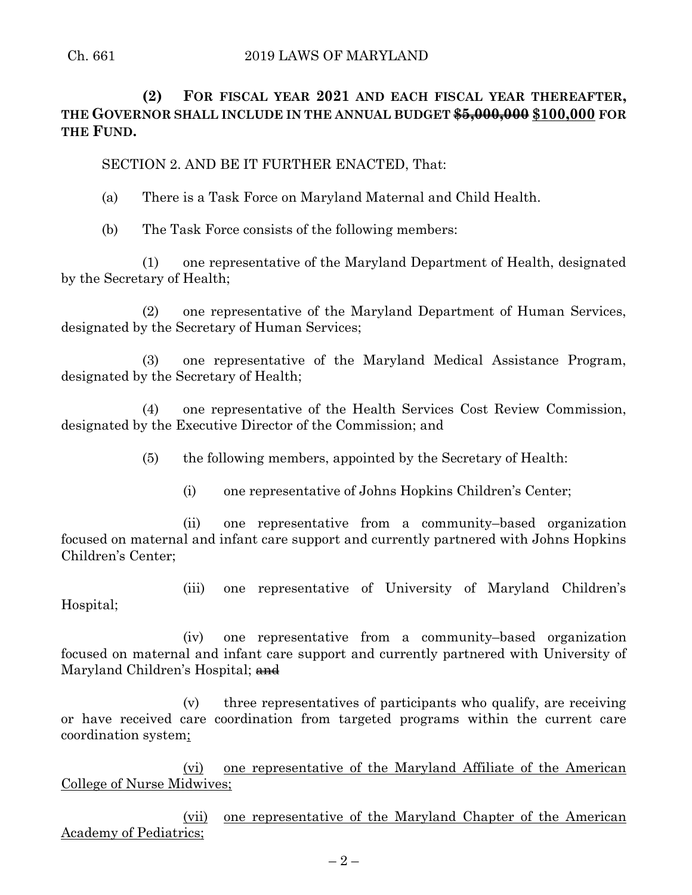**(2) FOR FISCAL YEAR 2021 AND EACH FISCAL YEAR THEREAFTER, THE GOVERNOR SHALL INCLUDE IN THE ANNUAL BUDGET ~~$5,000,000~~ <u>$100,000</u> FOR THE FUND.**

SECTION 2. AND BE IT FURTHER ENACTED, That:

(a) There is a Task Force on Maryland Maternal and Child Health.

(b) The Task Force consists of the following members:

(1) one representative of the Maryland Department of Health, designated by the Secretary of Health;

(2) one representative of the Maryland Department of Human Services, designated by the Secretary of Human Services;

(3) one representative of the Maryland Medical Assistance Program, designated by the Secretary of Health;

(4) one representative of the Health Services Cost Review Commission, designated by the Executive Director of the Commission; and

(5) the following members, appointed by the Secretary of Health:

(i) one representative of Johns Hopkins Children's Center;

(ii) one representative from a community–based organization focused on maternal and infant care support and currently partnered with Johns Hopkins Children's Center;

(iii) one representative of University of Maryland Children's Hospital;

(iv) one representative from a community–based organization focused on maternal and infant care support and currently partnered with University of Maryland Children's Hospital; ~~and~~

(v) three representatives of participants who qualify, are receiving or have received care coordination from targeted programs within the current care coordination system<u>;</u>

<u>(vi) one representative of the Maryland Affiliate of the American College of Nurse Midwives;</u>

<u>(vii) one representative of the Maryland Chapter of the American Academy of Pediatrics;</u>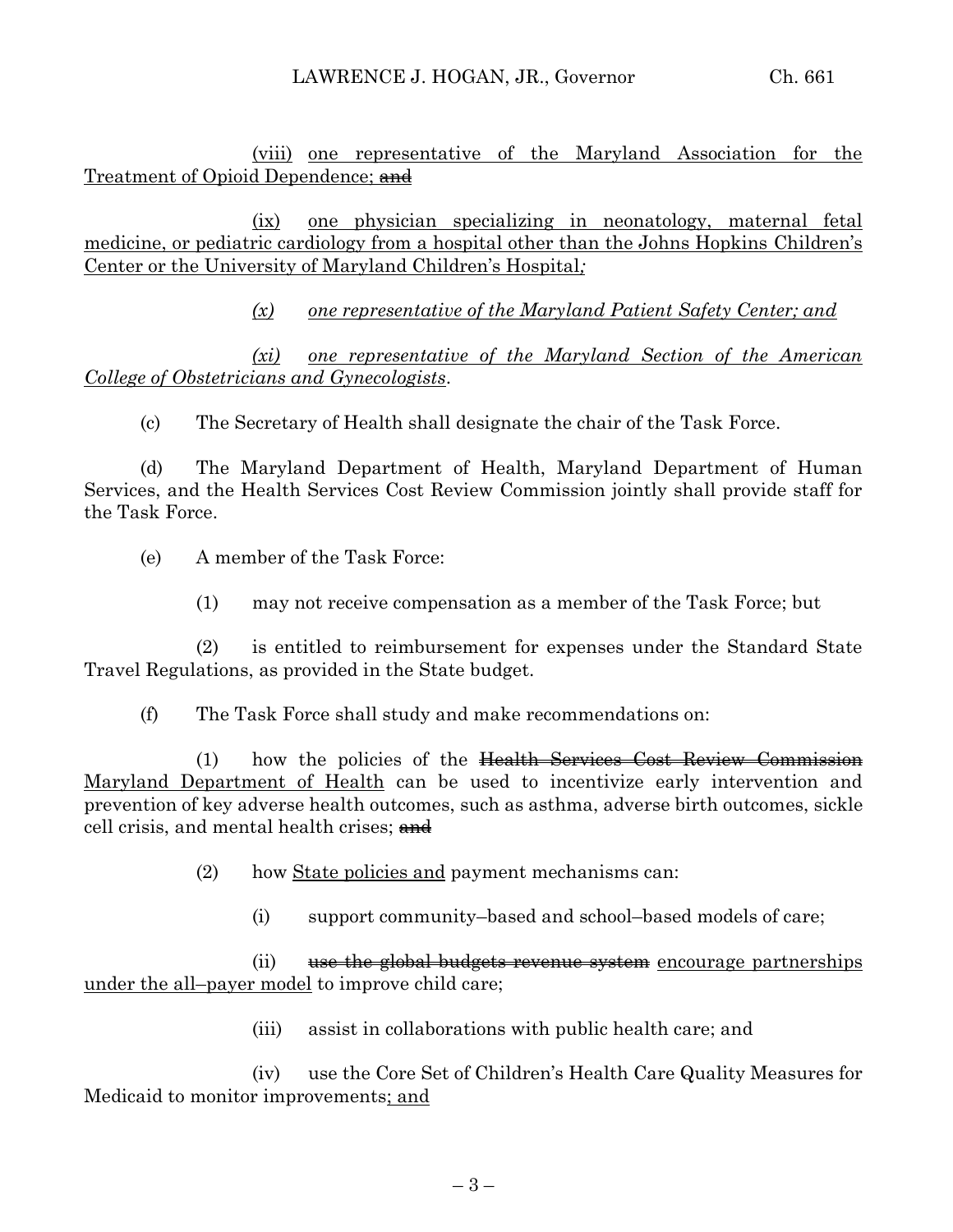(viii) one representative of the Maryland Association for the Treatment of Opioid Dependence; ~~and~~

(ix) one physician specializing in neonatology, maternal fetal medicine, or pediatric cardiology from a hospital other than the Johns Hopkins Children's Center or the University of Maryland Children's Hospital*;*

*(x) one representative of the Maryland Patient Safety Center; and*

*(xi) one representative of the Maryland Section of the American College of Obstetricians and Gynecologists*.

(c) The Secretary of Health shall designate the chair of the Task Force.

(d) The Maryland Department of Health, Maryland Department of Human Services, and the Health Services Cost Review Commission jointly shall provide staff for the Task Force.

(e) A member of the Task Force:

(1) may not receive compensation as a member of the Task Force; but

(2) is entitled to reimbursement for expenses under the Standard State Travel Regulations, as provided in the State budget.

(f) The Task Force shall study and make recommendations on:

(1) how the policies of the ~~Health Services Cost Review Commission~~ Maryland Department of Health can be used to incentivize early intervention and prevention of key adverse health outcomes, such as asthma, adverse birth outcomes, sickle cell crisis, and mental health crises; ~~and~~

(2) how State policies and payment mechanisms can:

(i) support community–based and school–based models of care;

(ii) ~~use the global budgets revenue system~~ encourage partnerships under the all–payer model to improve child care;

(iii) assist in collaborations with public health care; and

(iv) use the Core Set of Children's Health Care Quality Measures for Medicaid to monitor improvements; and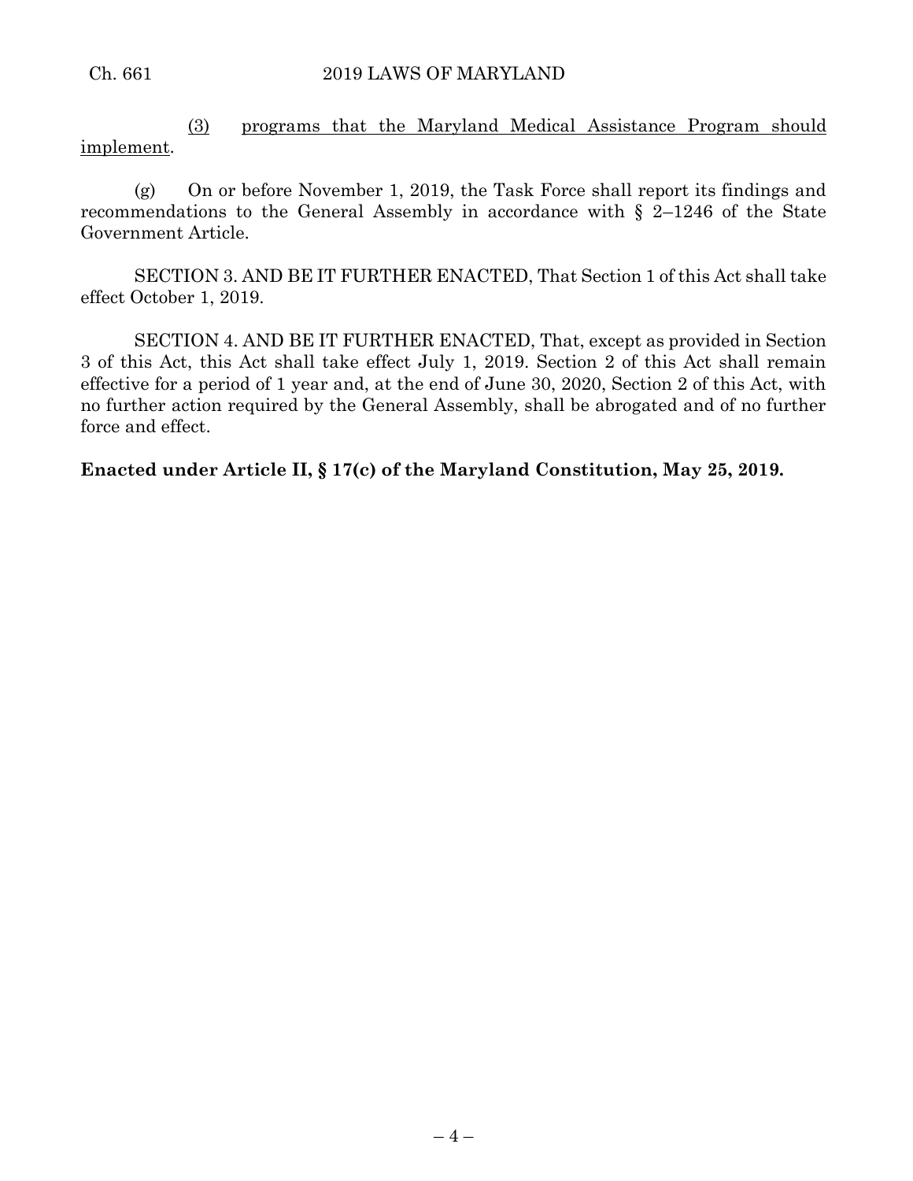(3) programs that the Maryland Medical Assistance Program should implement.

(g) On or before November 1, 2019, the Task Force shall report its findings and recommendations to the General Assembly in accordance with § 2–1246 of the State Government Article.

SECTION 3. AND BE IT FURTHER ENACTED, That Section 1 of this Act shall take effect October 1, 2019.

SECTION 4. AND BE IT FURTHER ENACTED, That, except as provided in Section 3 of this Act, this Act shall take effect July 1, 2019. Section 2 of this Act shall remain effective for a period of 1 year and, at the end of June 30, 2020, Section 2 of this Act, with no further action required by the General Assembly, shall be abrogated and of no further force and effect.

**Enacted under Article II, § 17(c) of the Maryland Constitution, May 25, 2019.**